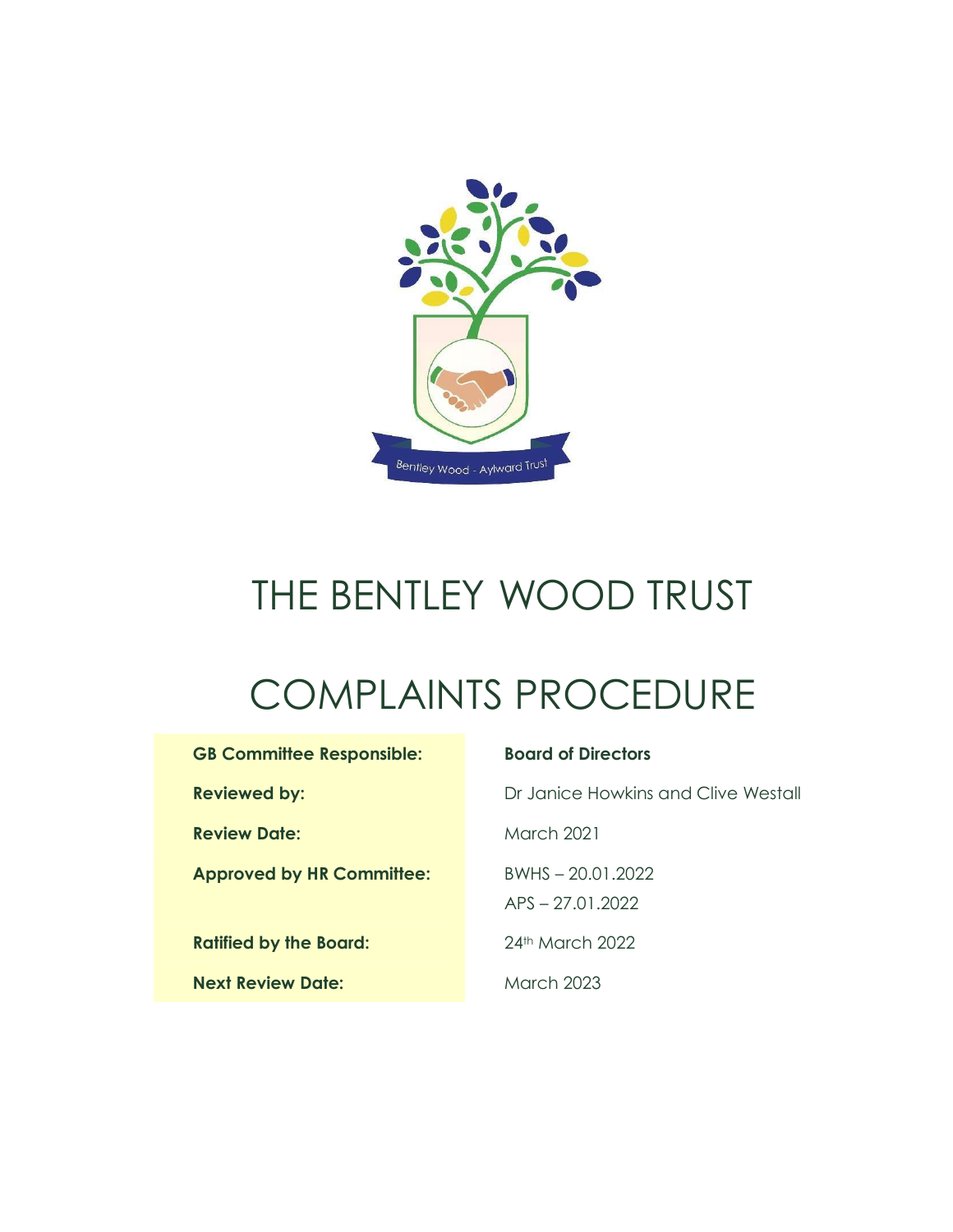# THE BENTLEY WOOD TRUST

# COMPLAINTS PROCEDURE

| | |
|---|---|
| **GB Committee Responsible:** | **Board of Directors** |
| **Reviewed by:** | Dr Janice Howkins and Clive Westall |
| **Review Date:** | March 2021 |
| **Approved by HR Committee:** | BWHS – 20.01.2022<br>APS – 27.01.2022 |
| **Ratified by the Board:** | 24th March 2022 |
| **Next Review Date:** | March 2023 |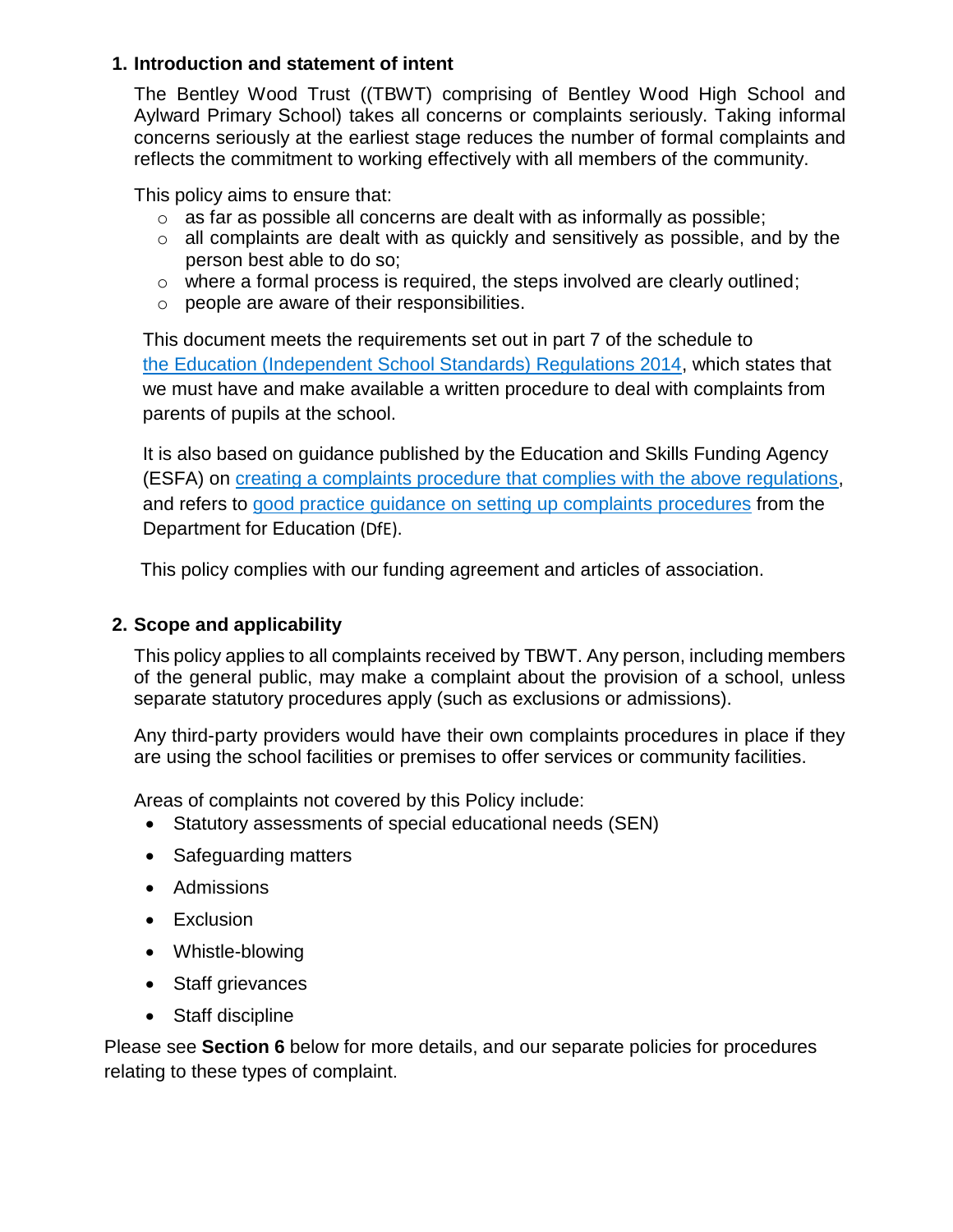## 1. Introduction and statement of intent

The Bentley Wood Trust ((TBWT) comprising of Bentley Wood High School and Aylward Primary School) takes all concerns or complaints seriously. Taking informal concerns seriously at the earliest stage reduces the number of formal complaints and reflects the commitment to working effectively with all members of the community.

This policy aims to ensure that:

- as far as possible all concerns are dealt with as informally as possible;
- all complaints are dealt with as quickly and sensitively as possible, and by the person best able to do so;
- where a formal process is required, the steps involved are clearly outlined;
- people are aware of their responsibilities.

This document meets the requirements set out in part 7 of the schedule to the Education (Independent School Standards) Regulations 2014, which states that we must have and make available a written procedure to deal with complaints from parents of pupils at the school.

It is also based on guidance published by the Education and Skills Funding Agency (ESFA) on creating a complaints procedure that complies with the above regulations, and refers to good practice guidance on setting up complaints procedures from the Department for Education (DfE).

This policy complies with our funding agreement and articles of association.

## 2. Scope and applicability

This policy applies to all complaints received by TBWT. Any person, including members of the general public, may make a complaint about the provision of a school, unless separate statutory procedures apply (such as exclusions or admissions).

Any third-party providers would have their own complaints procedures in place if they are using the school facilities or premises to offer services or community facilities.

Areas of complaints not covered by this Policy include:

- Statutory assessments of special educational needs (SEN)
- Safeguarding matters
- Admissions
- Exclusion
- Whistle-blowing
- Staff grievances
- Staff discipline

Please see **Section 6** below for more details, and our separate policies for procedures relating to these types of complaint.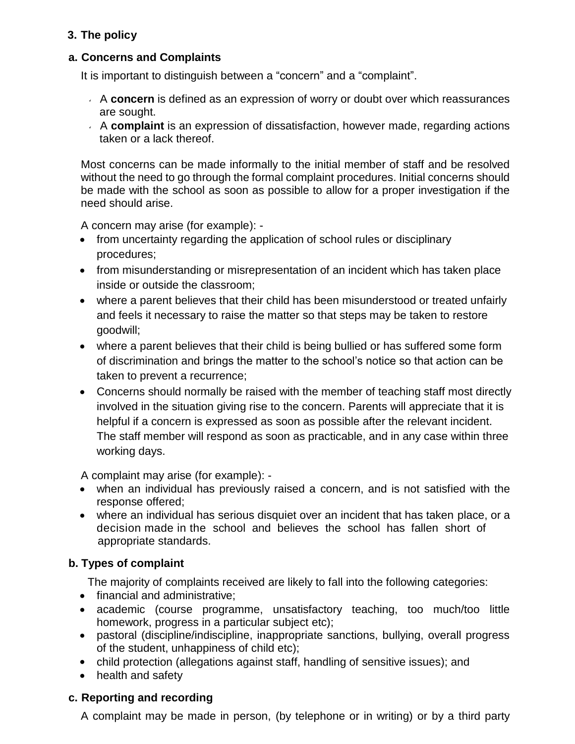## 3. The policy

### a. Concerns and Complaints

It is important to distinguish between a "concern" and a "complaint".

- A **concern** is defined as an expression of worry or doubt over which reassurances are sought.
- A **complaint** is an expression of dissatisfaction, however made, regarding actions taken or a lack thereof.

Most concerns can be made informally to the initial member of staff and be resolved without the need to go through the formal complaint procedures. Initial concerns should be made with the school as soon as possible to allow for a proper investigation if the need should arise.

A concern may arise (for example): -

- from uncertainty regarding the application of school rules or disciplinary procedures;
- from misunderstanding or misrepresentation of an incident which has taken place inside or outside the classroom;
- where a parent believes that their child has been misunderstood or treated unfairly and feels it necessary to raise the matter so that steps may be taken to restore goodwill;
- where a parent believes that their child is being bullied or has suffered some form of discrimination and brings the matter to the school's notice so that action can be taken to prevent a recurrence;
- Concerns should normally be raised with the member of teaching staff most directly involved in the situation giving rise to the concern. Parents will appreciate that it is helpful if a concern is expressed as soon as possible after the relevant incident. The staff member will respond as soon as practicable, and in any case within three working days.

A complaint may arise (for example): -

- when an individual has previously raised a concern, and is not satisfied with the response offered;
- where an individual has serious disquiet over an incident that has taken place, or a decision made in the school and believes the school has fallen short of appropriate standards.

### b. Types of complaint

The majority of complaints received are likely to fall into the following categories:

- financial and administrative;
- academic (course programme, unsatisfactory teaching, too much/too little homework, progress in a particular subject etc);
- pastoral (discipline/indiscipline, inappropriate sanctions, bullying, overall progress of the student, unhappiness of child etc);
- child protection (allegations against staff, handling of sensitive issues); and
- health and safety

### c. Reporting and recording

A complaint may be made in person, (by telephone or in writing) or by a third party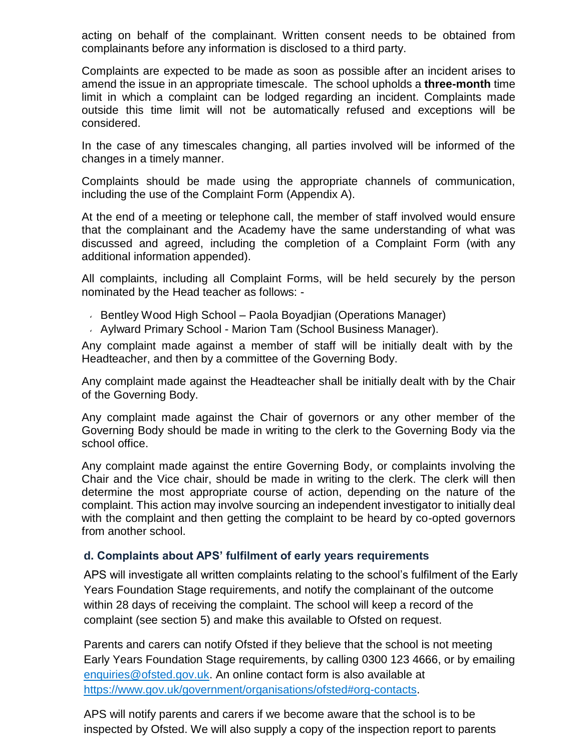acting on behalf of the complainant. Written consent needs to be obtained from complainants before any information is disclosed to a third party.

Complaints are expected to be made as soon as possible after an incident arises to amend the issue in an appropriate timescale. The school upholds a **three-month** time limit in which a complaint can be lodged regarding an incident. Complaints made outside this time limit will not be automatically refused and exceptions will be considered.

In the case of any timescales changing, all parties involved will be informed of the changes in a timely manner.

Complaints should be made using the appropriate channels of communication, including the use of the Complaint Form (Appendix A).

At the end of a meeting or telephone call, the member of staff involved would ensure that the complainant and the Academy have the same understanding of what was discussed and agreed, including the completion of a Complaint Form (with any additional information appended).

All complaints, including all Complaint Forms, will be held securely by the person nominated by the Head teacher as follows: -

- Bentley Wood High School – Paola Boyadjian (Operations Manager)
- Aylward Primary School - Marion Tam (School Business Manager).

Any complaint made against a member of staff will be initially dealt with by the Headteacher, and then by a committee of the Governing Body.

Any complaint made against the Headteacher shall be initially dealt with by the Chair of the Governing Body.

Any complaint made against the Chair of governors or any other member of the Governing Body should be made in writing to the clerk to the Governing Body via the school office.

Any complaint made against the entire Governing Body, or complaints involving the Chair and the Vice chair, should be made in writing to the clerk. The clerk will then determine the most appropriate course of action, depending on the nature of the complaint. This action may involve sourcing an independent investigator to initially deal with the complaint and then getting the complaint to be heard by co-opted governors from another school.

### d. Complaints about APS' fulfilment of early years requirements

APS will investigate all written complaints relating to the school's fulfilment of the Early Years Foundation Stage requirements, and notify the complainant of the outcome within 28 days of receiving the complaint. The school will keep a record of the complaint (see section 5) and make this available to Ofsted on request.

Parents and carers can notify Ofsted if they believe that the school is not meeting Early Years Foundation Stage requirements, by calling 0300 123 4666, or by emailing enquiries@ofsted.gov.uk. An online contact form is also available at https://www.gov.uk/government/organisations/ofsted#org-contacts.

APS will notify parents and carers if we become aware that the school is to be inspected by Ofsted. We will also supply a copy of the inspection report to parents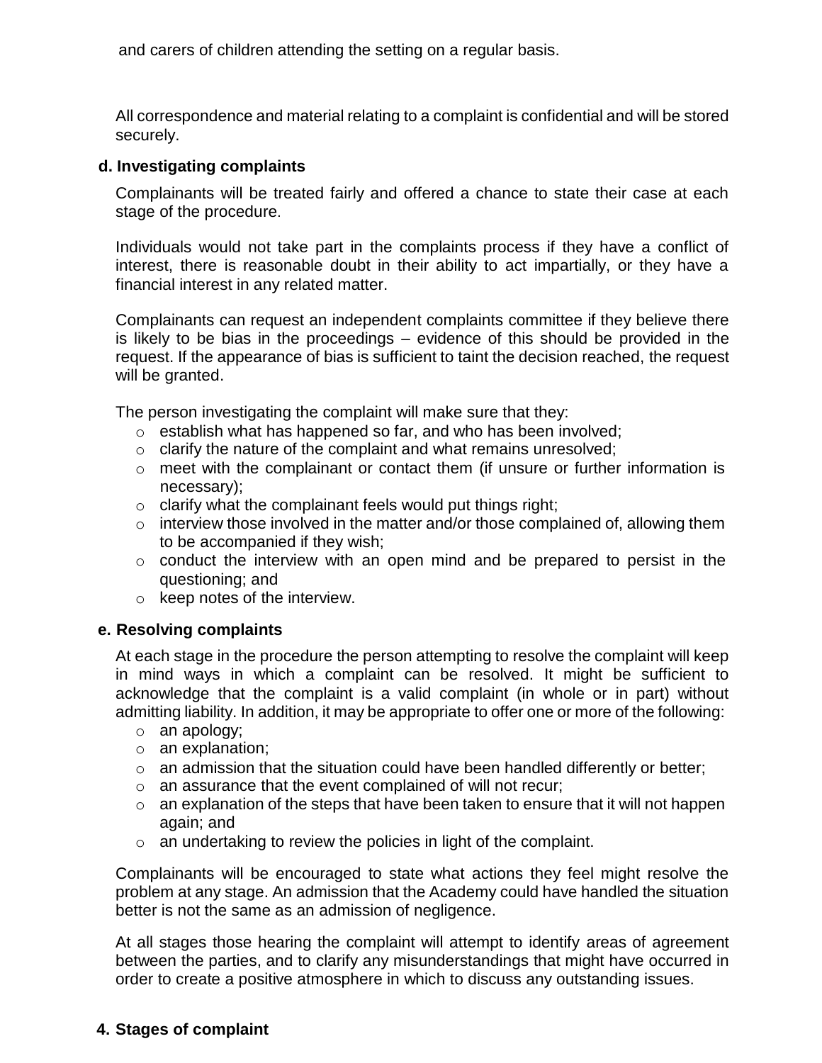and carers of children attending the setting on a regular basis.

All correspondence and material relating to a complaint is confidential and will be stored securely.

### d. Investigating complaints

Complainants will be treated fairly and offered a chance to state their case at each stage of the procedure.

Individuals would not take part in the complaints process if they have a conflict of interest, there is reasonable doubt in their ability to act impartially, or they have a financial interest in any related matter.

Complainants can request an independent complaints committee if they believe there is likely to be bias in the proceedings – evidence of this should be provided in the request. If the appearance of bias is sufficient to taint the decision reached, the request will be granted.

The person investigating the complaint will make sure that they:

- establish what has happened so far, and who has been involved;
- clarify the nature of the complaint and what remains unresolved;
- meet with the complainant or contact them (if unsure or further information is necessary);
- clarify what the complainant feels would put things right;
- interview those involved in the matter and/or those complained of, allowing them to be accompanied if they wish;
- conduct the interview with an open mind and be prepared to persist in the questioning; and
- keep notes of the interview.

### e. Resolving complaints

At each stage in the procedure the person attempting to resolve the complaint will keep in mind ways in which a complaint can be resolved. It might be sufficient to acknowledge that the complaint is a valid complaint (in whole or in part) without admitting liability. In addition, it may be appropriate to offer one or more of the following:

- an apology;
- an explanation;
- an admission that the situation could have been handled differently or better;
- an assurance that the event complained of will not recur;
- an explanation of the steps that have been taken to ensure that it will not happen again; and
- an undertaking to review the policies in light of the complaint.

Complainants will be encouraged to state what actions they feel might resolve the problem at any stage. An admission that the Academy could have handled the situation better is not the same as an admission of negligence.

At all stages those hearing the complaint will attempt to identify areas of agreement between the parties, and to clarify any misunderstandings that might have occurred in order to create a positive atmosphere in which to discuss any outstanding issues.

## 4. Stages of complaint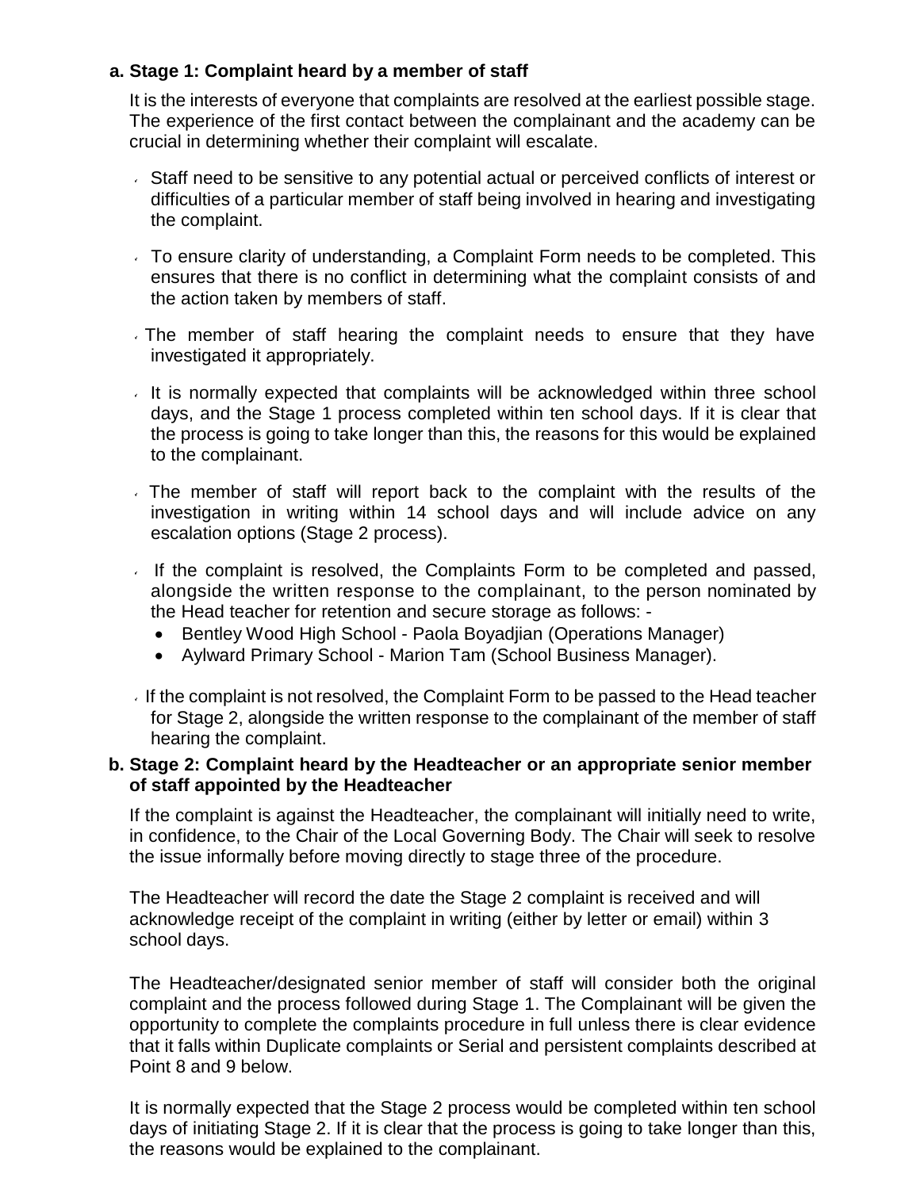### a. Stage 1: Complaint heard by a member of staff

It is the interests of everyone that complaints are resolved at the earliest possible stage. The experience of the first contact between the complainant and the academy can be crucial in determining whether their complaint will escalate.

- Staff need to be sensitive to any potential actual or perceived conflicts of interest or difficulties of a particular member of staff being involved in hearing and investigating the complaint.
- To ensure clarity of understanding, a Complaint Form needs to be completed. This ensures that there is no conflict in determining what the complaint consists of and the action taken by members of staff.
- The member of staff hearing the complaint needs to ensure that they have investigated it appropriately.
- It is normally expected that complaints will be acknowledged within three school days, and the Stage 1 process completed within ten school days. If it is clear that the process is going to take longer than this, the reasons for this would be explained to the complainant.
- The member of staff will report back to the complaint with the results of the investigation in writing within 14 school days and will include advice on any escalation options (Stage 2 process).
- If the complaint is resolved, the Complaints Form to be completed and passed, alongside the written response to the complainant, to the person nominated by the Head teacher for retention and secure storage as follows: -
  - Bentley Wood High School - Paola Boyadjian (Operations Manager)
  - Aylward Primary School - Marion Tam (School Business Manager).
- If the complaint is not resolved, the Complaint Form to be passed to the Head teacher for Stage 2, alongside the written response to the complainant of the member of staff hearing the complaint.

### b. Stage 2: Complaint heard by the Headteacher or an appropriate senior member of staff appointed by the Headteacher

If the complaint is against the Headteacher, the complainant will initially need to write, in confidence, to the Chair of the Local Governing Body. The Chair will seek to resolve the issue informally before moving directly to stage three of the procedure.

The Headteacher will record the date the Stage 2 complaint is received and will acknowledge receipt of the complaint in writing (either by letter or email) within 3 school days.

The Headteacher/designated senior member of staff will consider both the original complaint and the process followed during Stage 1. The Complainant will be given the opportunity to complete the complaints procedure in full unless there is clear evidence that it falls within Duplicate complaints or Serial and persistent complaints described at Point 8 and 9 below.

It is normally expected that the Stage 2 process would be completed within ten school days of initiating Stage 2. If it is clear that the process is going to take longer than this, the reasons would be explained to the complainant.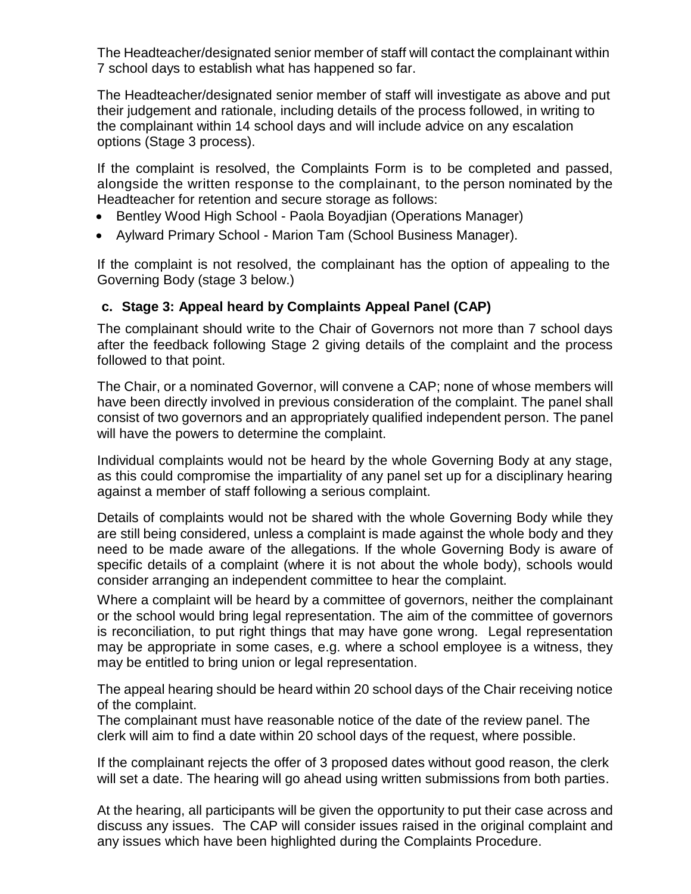The Headteacher/designated senior member of staff will contact the complainant within 7 school days to establish what has happened so far.

The Headteacher/designated senior member of staff will investigate as above and put their judgement and rationale, including details of the process followed, in writing to the complainant within 14 school days and will include advice on any escalation options (Stage 3 process).

If the complaint is resolved, the Complaints Form is to be completed and passed, alongside the written response to the complainant, to the person nominated by the Headteacher for retention and secure storage as follows:

- Bentley Wood High School - Paola Boyadjian (Operations Manager)
- Aylward Primary School - Marion Tam (School Business Manager).

If the complaint is not resolved, the complainant has the option of appealing to the Governing Body (stage 3 below.)

### c. Stage 3: Appeal heard by Complaints Appeal Panel (CAP)

The complainant should write to the Chair of Governors not more than 7 school days after the feedback following Stage 2 giving details of the complaint and the process followed to that point.

The Chair, or a nominated Governor, will convene a CAP; none of whose members will have been directly involved in previous consideration of the complaint. The panel shall consist of two governors and an appropriately qualified independent person. The panel will have the powers to determine the complaint.

Individual complaints would not be heard by the whole Governing Body at any stage, as this could compromise the impartiality of any panel set up for a disciplinary hearing against a member of staff following a serious complaint.

Details of complaints would not be shared with the whole Governing Body while they are still being considered, unless a complaint is made against the whole body and they need to be made aware of the allegations. If the whole Governing Body is aware of specific details of a complaint (where it is not about the whole body), schools would consider arranging an independent committee to hear the complaint.

Where a complaint will be heard by a committee of governors, neither the complainant or the school would bring legal representation. The aim of the committee of governors is reconciliation, to put right things that may have gone wrong. Legal representation may be appropriate in some cases, e.g. where a school employee is a witness, they may be entitled to bring union or legal representation.

The appeal hearing should be heard within 20 school days of the Chair receiving notice of the complaint.
The complainant must have reasonable notice of the date of the review panel. The clerk will aim to find a date within 20 school days of the request, where possible.

If the complainant rejects the offer of 3 proposed dates without good reason, the clerk will set a date. The hearing will go ahead using written submissions from both parties.

At the hearing, all participants will be given the opportunity to put their case across and discuss any issues. The CAP will consider issues raised in the original complaint and any issues which have been highlighted during the Complaints Procedure.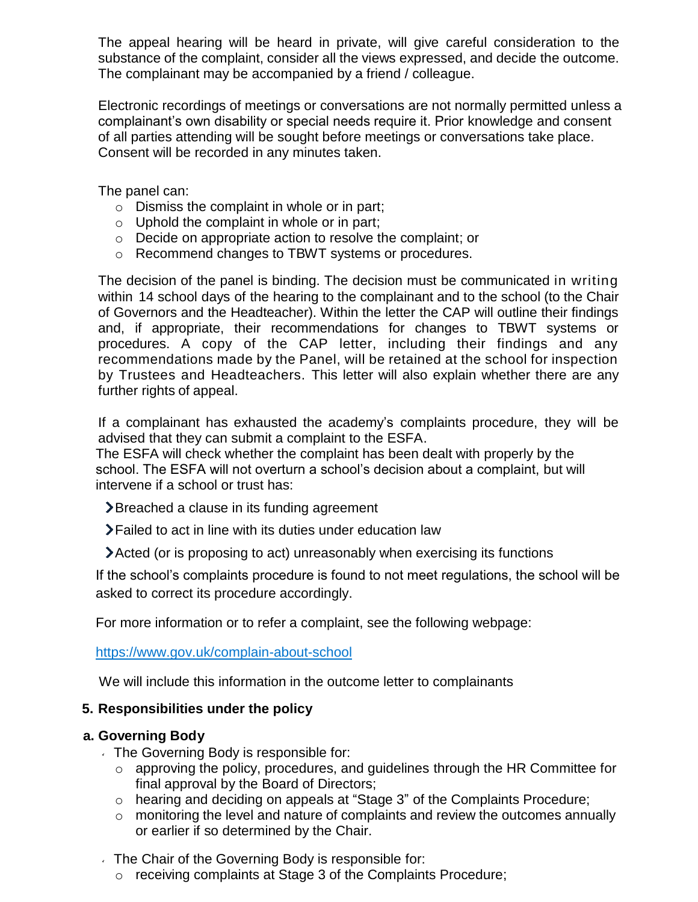The appeal hearing will be heard in private, will give careful consideration to the substance of the complaint, consider all the views expressed, and decide the outcome. The complainant may be accompanied by a friend / colleague.

Electronic recordings of meetings or conversations are not normally permitted unless a complainant's own disability or special needs require it. Prior knowledge and consent of all parties attending will be sought before meetings or conversations take place. Consent will be recorded in any minutes taken.

The panel can:

- Dismiss the complaint in whole or in part;
- Uphold the complaint in whole or in part;
- Decide on appropriate action to resolve the complaint; or
- Recommend changes to TBWT systems or procedures.

The decision of the panel is binding. The decision must be communicated in writing within 14 school days of the hearing to the complainant and to the school (to the Chair of Governors and the Headteacher). Within the letter the CAP will outline their findings and, if appropriate, their recommendations for changes to TBWT systems or procedures. A copy of the CAP letter, including their findings and any recommendations made by the Panel, will be retained at the school for inspection by Trustees and Headteachers. This letter will also explain whether there are any further rights of appeal.

If a complainant has exhausted the academy's complaints procedure, they will be advised that they can submit a complaint to the ESFA.
The ESFA will check whether the complaint has been dealt with properly by the school. The ESFA will not overturn a school's decision about a complaint, but will intervene if a school or trust has:

- Breached a clause in its funding agreement
- Failed to act in line with its duties under education law
- Acted (or is proposing to act) unreasonably when exercising its functions

If the school's complaints procedure is found to not meet regulations, the school will be asked to correct its procedure accordingly.

For more information or to refer a complaint, see the following webpage:

https://www.gov.uk/complain-about-school

We will include this information in the outcome letter to complainants

## 5. Responsibilities under the policy

### a. Governing Body

- The Governing Body is responsible for:
  - approving the policy, procedures, and guidelines through the HR Committee for final approval by the Board of Directors;
  - hearing and deciding on appeals at "Stage 3" of the Complaints Procedure;
  - monitoring the level and nature of complaints and review the outcomes annually or earlier if so determined by the Chair.
- The Chair of the Governing Body is responsible for:
  - receiving complaints at Stage 3 of the Complaints Procedure;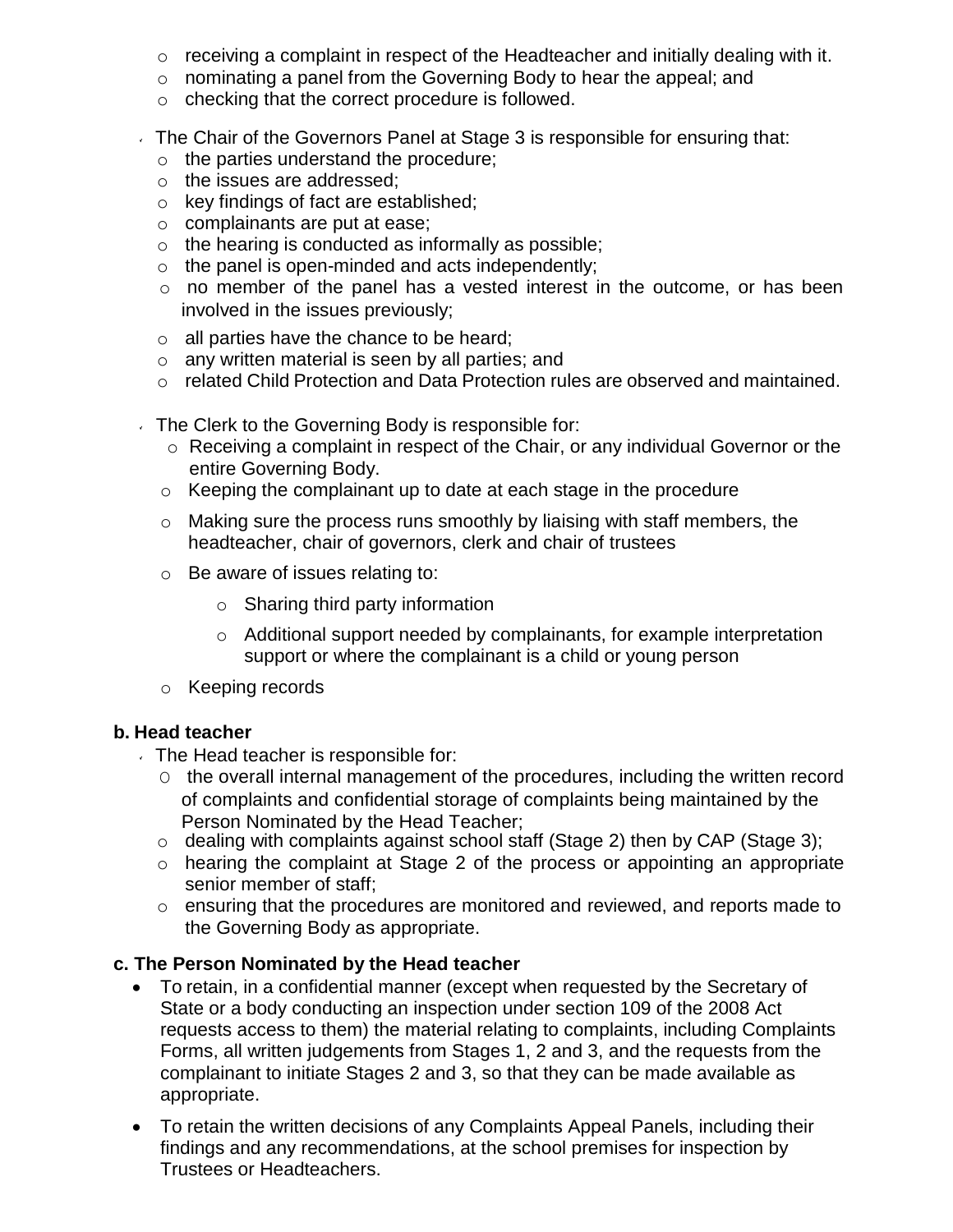- receiving a complaint in respect of the Headteacher and initially dealing with it.
  - nominating a panel from the Governing Body to hear the appeal; and
  - checking that the correct procedure is followed.

- The Chair of the Governors Panel at Stage 3 is responsible for ensuring that:
  - the parties understand the procedure;
  - the issues are addressed;
  - key findings of fact are established;
  - complainants are put at ease;
  - the hearing is conducted as informally as possible;
  - the panel is open-minded and acts independently;
  - no member of the panel has a vested interest in the outcome, or has been involved in the issues previously;
  - all parties have the chance to be heard;
  - any written material is seen by all parties; and
  - related Child Protection and Data Protection rules are observed and maintained.

- The Clerk to the Governing Body is responsible for:
  - Receiving a complaint in respect of the Chair, or any individual Governor or the entire Governing Body.
  - Keeping the complainant up to date at each stage in the procedure
  - Making sure the process runs smoothly by liaising with staff members, the headteacher, chair of governors, clerk and chair of trustees
  - Be aware of issues relating to:
    - Sharing third party information
    - Additional support needed by complainants, for example interpretation support or where the complainant is a child or young person
  - Keeping records

**b. Head teacher**

- The Head teacher is responsible for:
  - the overall internal management of the procedures, including the written record of complaints and confidential storage of complaints being maintained by the Person Nominated by the Head Teacher;
  - dealing with complaints against school staff (Stage 2) then by CAP (Stage 3);
  - hearing the complaint at Stage 2 of the process or appointing an appropriate senior member of staff;
  - ensuring that the procedures are monitored and reviewed, and reports made to the Governing Body as appropriate.

**c. The Person Nominated by the Head teacher**

- To retain, in a confidential manner (except when requested by the Secretary of State or a body conducting an inspection under section 109 of the 2008 Act requests access to them) the material relating to complaints, including Complaints Forms, all written judgements from Stages 1, 2 and 3, and the requests from the complainant to initiate Stages 2 and 3, so that they can be made available as appropriate.
- To retain the written decisions of any Complaints Appeal Panels, including their findings and any recommendations, at the school premises for inspection by Trustees or Headteachers.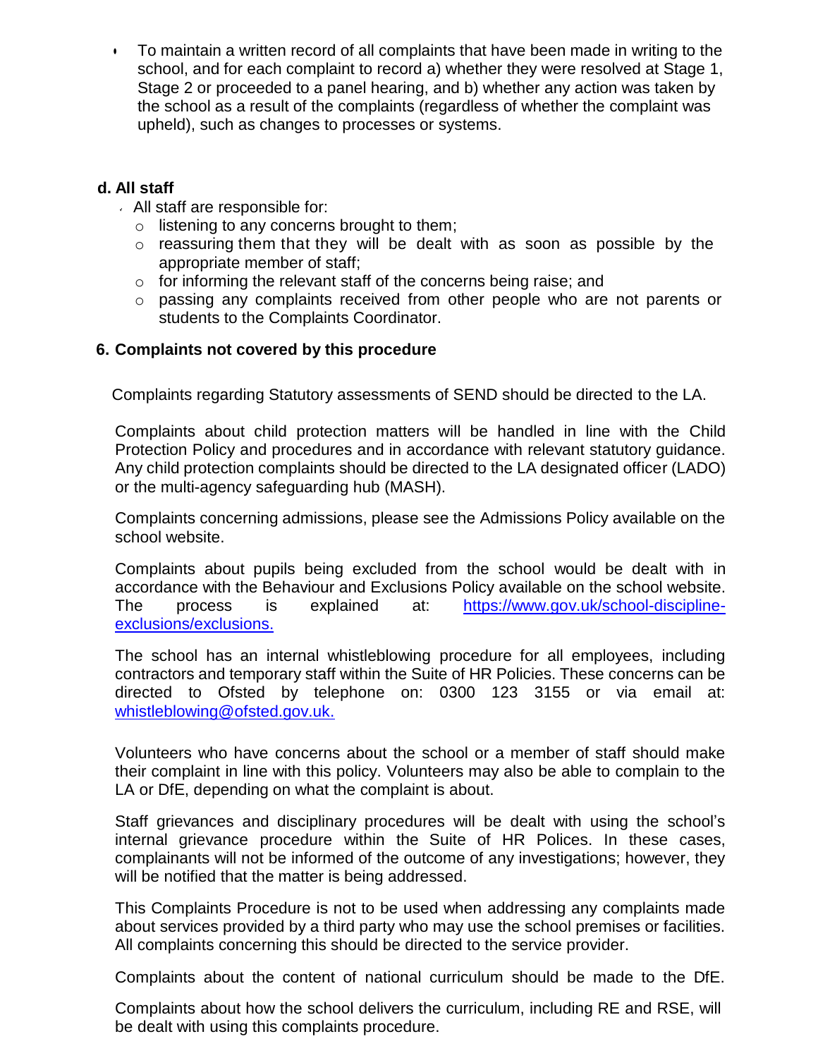- To maintain a written record of all complaints that have been made in writing to the school, and for each complaint to record a) whether they were resolved at Stage 1, Stage 2 or proceeded to a panel hearing, and b) whether any action was taken by the school as a result of the complaints (regardless of whether the complaint was upheld), such as changes to processes or systems.

### d. All staff

- All staff are responsible for:
  - listening to any concerns brought to them;
  - reassuring them that they will be dealt with as soon as possible by the appropriate member of staff;
  - for informing the relevant staff of the concerns being raise; and
  - passing any complaints received from other people who are not parents or students to the Complaints Coordinator.

## 6. Complaints not covered by this procedure

Complaints regarding Statutory assessments of SEND should be directed to the LA.

Complaints about child protection matters will be handled in line with the Child Protection Policy and procedures and in accordance with relevant statutory guidance. Any child protection complaints should be directed to the LA designated officer (LADO) or the multi-agency safeguarding hub (MASH).

Complaints concerning admissions, please see the Admissions Policy available on the school website.

Complaints about pupils being excluded from the school would be dealt with in accordance with the Behaviour and Exclusions Policy available on the school website. The process is explained at: [https://www.gov.uk/school-discipline-exclusions/exclusions.](https://www.gov.uk/school-discipline-exclusions/exclusions)

The school has an internal whistleblowing procedure for all employees, including contractors and temporary staff within the Suite of HR Policies. These concerns can be directed to Ofsted by telephone on: 0300 123 3155 or via email at: [whistleblowing@ofsted.gov.uk.](mailto:whistleblowing@ofsted.gov.uk)

Volunteers who have concerns about the school or a member of staff should make their complaint in line with this policy. Volunteers may also be able to complain to the LA or DfE, depending on what the complaint is about.

Staff grievances and disciplinary procedures will be dealt with using the school's internal grievance procedure within the Suite of HR Polices. In these cases, complainants will not be informed of the outcome of any investigations; however, they will be notified that the matter is being addressed.

This Complaints Procedure is not to be used when addressing any complaints made about services provided by a third party who may use the school premises or facilities. All complaints concerning this should be directed to the service provider.

Complaints about the content of national curriculum should be made to the DfE.

Complaints about how the school delivers the curriculum, including RE and RSE, will be dealt with using this complaints procedure.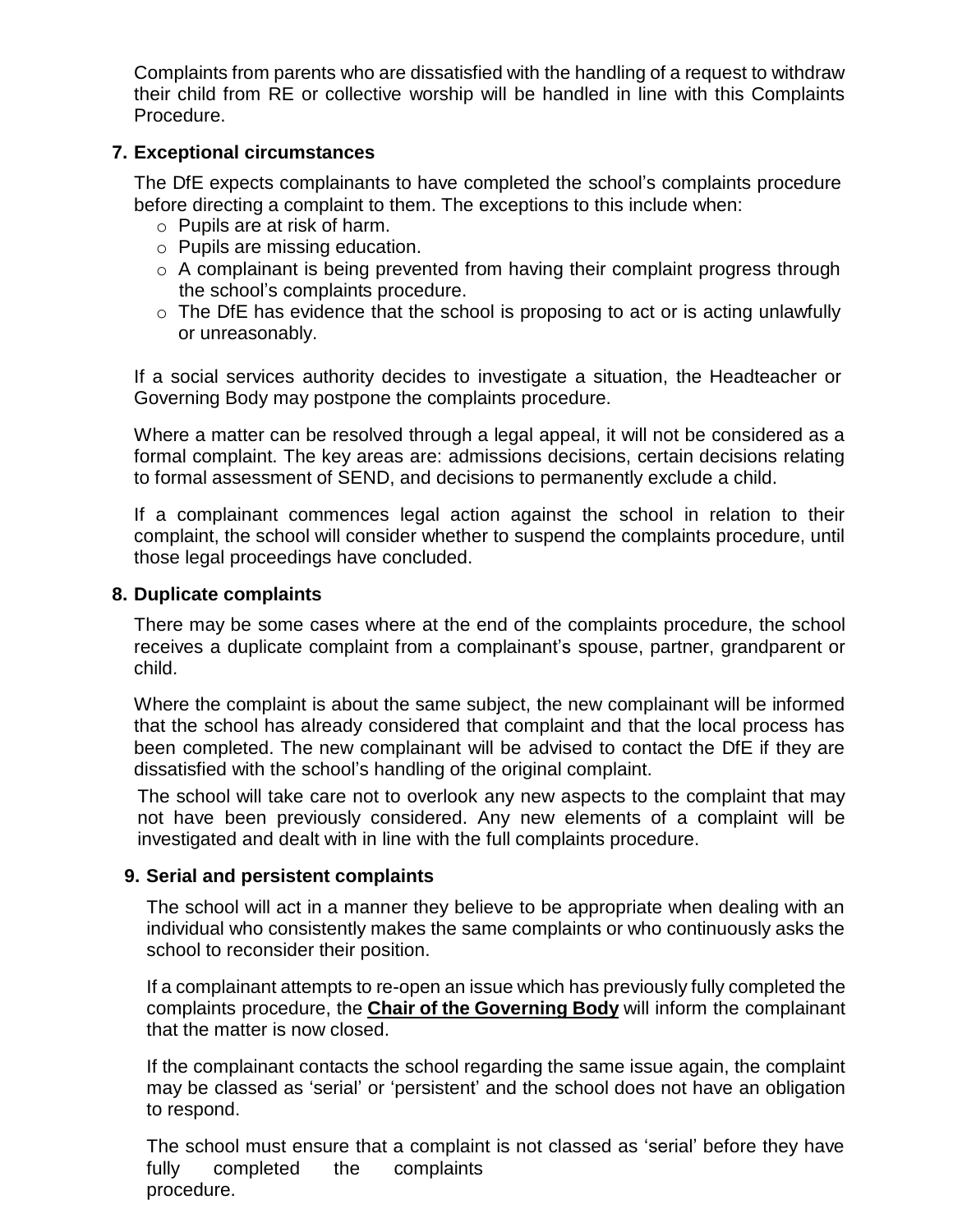Complaints from parents who are dissatisfied with the handling of a request to withdraw their child from RE or collective worship will be handled in line with this Complaints Procedure.

## 7. Exceptional circumstances

The DfE expects complainants to have completed the school's complaints procedure before directing a complaint to them. The exceptions to this include when:

- Pupils are at risk of harm.
- Pupils are missing education.
- A complainant is being prevented from having their complaint progress through the school's complaints procedure.
- The DfE has evidence that the school is proposing to act or is acting unlawfully or unreasonably.

If a social services authority decides to investigate a situation, the Headteacher or Governing Body may postpone the complaints procedure.

Where a matter can be resolved through a legal appeal, it will not be considered as a formal complaint. The key areas are: admissions decisions, certain decisions relating to formal assessment of SEND, and decisions to permanently exclude a child.

If a complainant commences legal action against the school in relation to their complaint, the school will consider whether to suspend the complaints procedure, until those legal proceedings have concluded.

## 8. Duplicate complaints

There may be some cases where at the end of the complaints procedure, the school receives a duplicate complaint from a complainant's spouse, partner, grandparent or child.

Where the complaint is about the same subject, the new complainant will be informed that the school has already considered that complaint and that the local process has been completed. The new complainant will be advised to contact the DfE if they are dissatisfied with the school's handling of the original complaint.

The school will take care not to overlook any new aspects to the complaint that may not have been previously considered. Any new elements of a complaint will be investigated and dealt with in line with the full complaints procedure.

## 9. Serial and persistent complaints

The school will act in a manner they believe to be appropriate when dealing with an individual who consistently makes the same complaints or who continuously asks the school to reconsider their position.

If a complainant attempts to re-open an issue which has previously fully completed the complaints procedure, the **Chair of the Governing Body** will inform the complainant that the matter is now closed.

If the complainant contacts the school regarding the same issue again, the complaint may be classed as 'serial' or 'persistent' and the school does not have an obligation to respond.

The school must ensure that a complaint is not classed as 'serial' before they have fully completed the complaints procedure.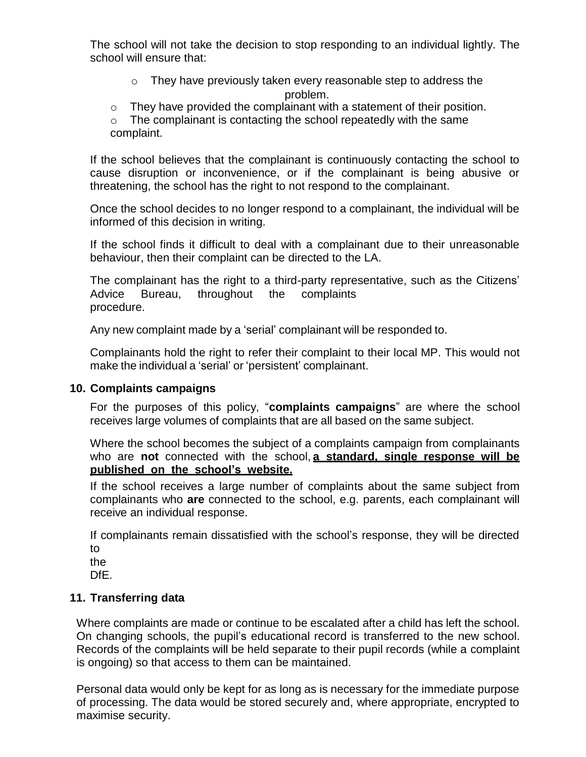The school will not take the decision to stop responding to an individual lightly. The school will ensure that:

- They have previously taken every reasonable step to address the problem.
- They have provided the complainant with a statement of their position.
- The complainant is contacting the school repeatedly with the same complaint.

If the school believes that the complainant is continuously contacting the school to cause disruption or inconvenience, or if the complainant is being abusive or threatening, the school has the right to not respond to the complainant.

Once the school decides to no longer respond to a complainant, the individual will be informed of this decision in writing.

If the school finds it difficult to deal with a complainant due to their unreasonable behaviour, then their complaint can be directed to the LA.

The complainant has the right to a third-party representative, such as the Citizens' Advice Bureau, throughout the complaints procedure.

Any new complaint made by a 'serial' complainant will be responded to.

Complainants hold the right to refer their complaint to their local MP. This would not make the individual a 'serial' or 'persistent' complainant.

## 10. Complaints campaigns

For the purposes of this policy, "**complaints campaigns**" are where the school receives large volumes of complaints that are all based on the same subject.

Where the school becomes the subject of a complaints campaign from complainants who are **not** connected with the school, **<u>a standard, single response will be published on the school's website.</u>**

If the school receives a large number of complaints about the same subject from complainants who **are** connected to the school, e.g. parents, each complainant will receive an individual response.

If complainants remain dissatisfied with the school's response, they will be directed to the DfE.

## 11. Transferring data

Where complaints are made or continue to be escalated after a child has left the school. On changing schools, the pupil's educational record is transferred to the new school. Records of the complaints will be held separate to their pupil records (while a complaint is ongoing) so that access to them can be maintained.

Personal data would only be kept for as long as is necessary for the immediate purpose of processing. The data would be stored securely and, where appropriate, encrypted to maximise security.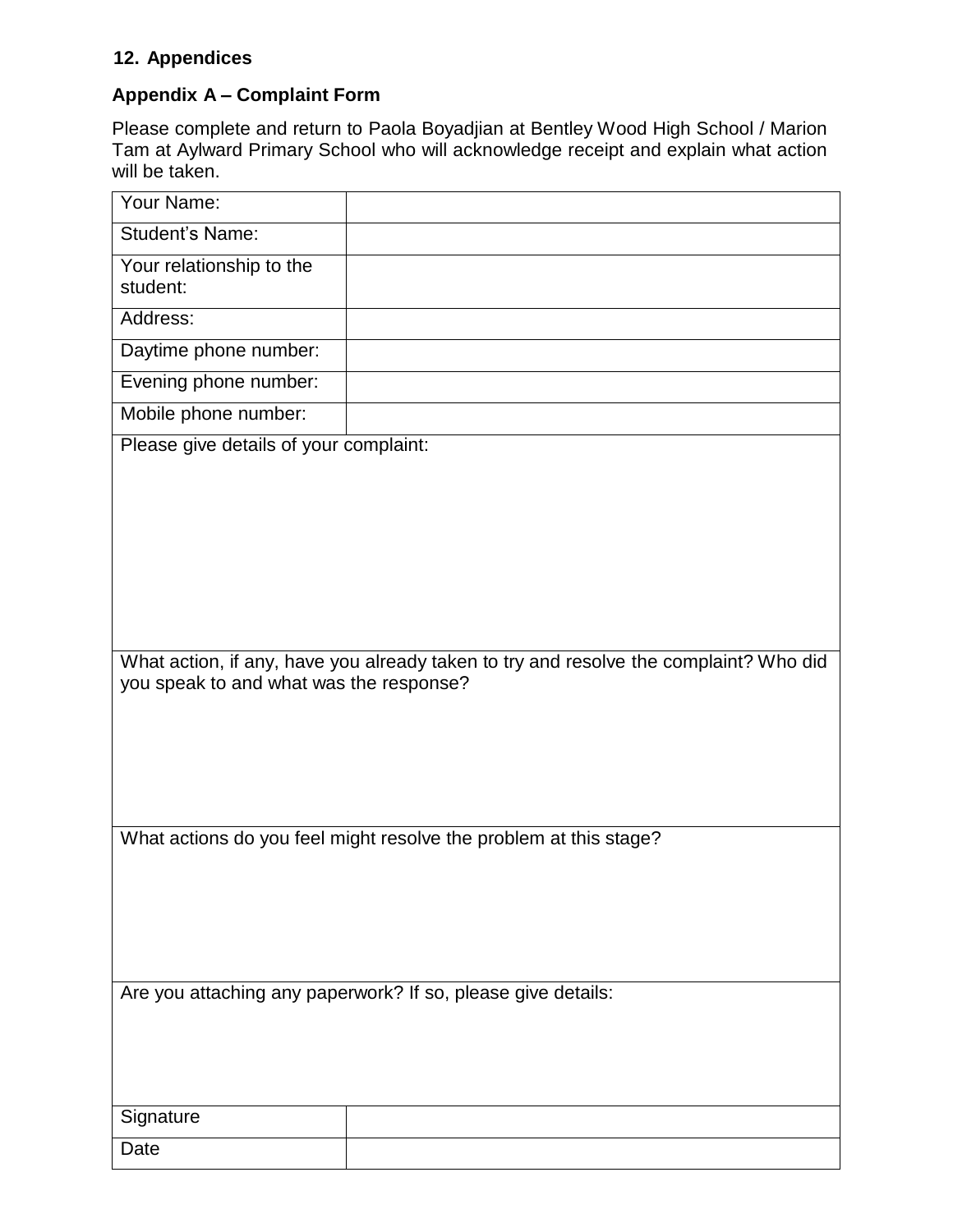## 12. Appendices

### Appendix A – Complaint Form

Please complete and return to Paola Boyadjian at Bentley Wood High School / Marion Tam at Aylward Primary School who will acknowledge receipt and explain what action will be taken.

| Your Name: | |
|---|---|
| Student's Name: | |
| Your relationship to the student: | |
| Address: | |
| Daytime phone number: | |
| Evening phone number: | |
| Mobile phone number: | |
| Please give details of your complaint: | |
| What action, if any, have you already taken to try and resolve the complaint? Who did you speak to and what was the response? | |
| What actions do you feel might resolve the problem at this stage? | |
| Are you attaching any paperwork? If so, please give details: | |
| Signature | |
| Date | |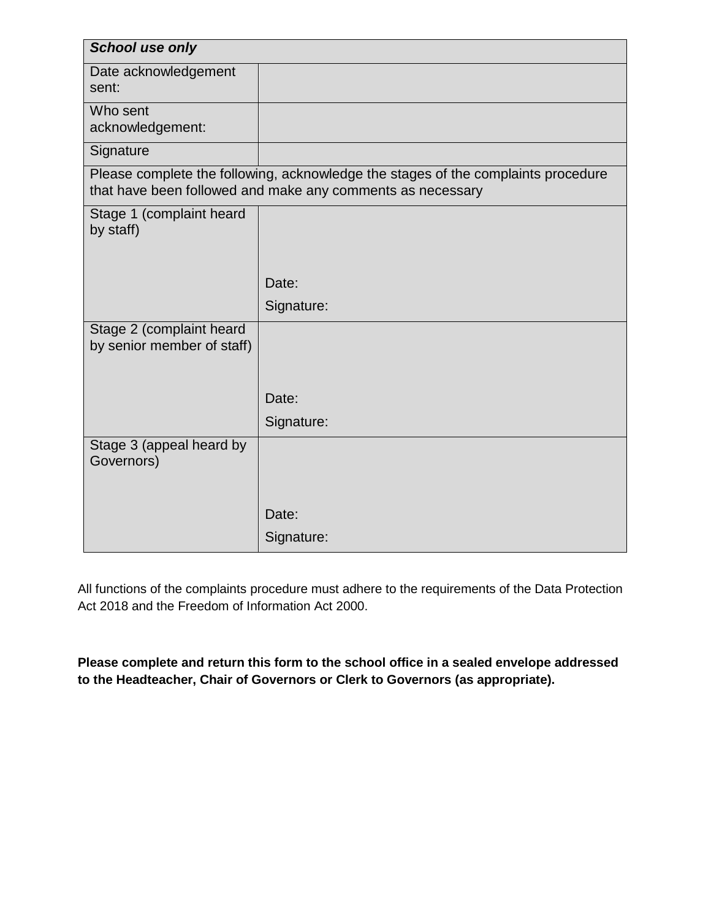| ***School use only*** | |
|---|---|
| Date acknowledgement sent: | |
| Who sent acknowledgement: | |
| Signature | |
| Please complete the following, acknowledge the stages of the complaints procedure that have been followed and make any comments as necessary | |
| Stage 1 (complaint heard by staff) | Date:<br>Signature: |
| Stage 2 (complaint heard by senior member of staff) | Date:<br>Signature: |
| Stage 3 (appeal heard by Governors) | Date:<br>Signature: |

All functions of the complaints procedure must adhere to the requirements of the Data Protection Act 2018 and the Freedom of Information Act 2000.

**Please complete and return this form to the school office in a sealed envelope addressed to the Headteacher, Chair of Governors or Clerk to Governors (as appropriate).**